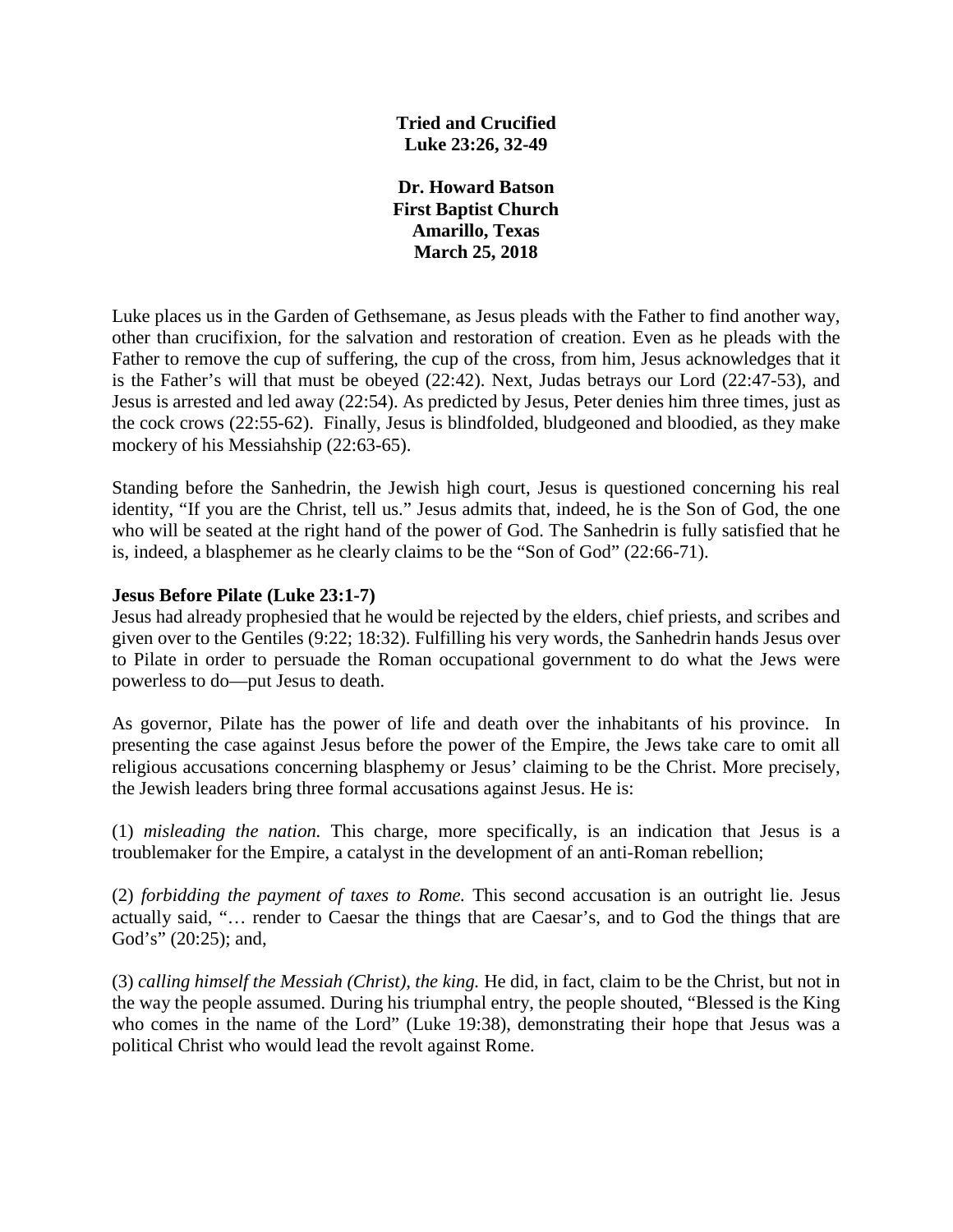**Tried and Crucified**
**Luke 23:26, 32-49**

**Dr. Howard Batson**
**First Baptist Church**
**Amarillo, Texas**
**March 25, 2018**

Luke places us in the Garden of Gethsemane, as Jesus pleads with the Father to find another way, other than crucifixion, for the salvation and restoration of creation. Even as he pleads with the Father to remove the cup of suffering, the cup of the cross, from him, Jesus acknowledges that it is the Father's will that must be obeyed (22:42). Next, Judas betrays our Lord (22:47-53), and Jesus is arrested and led away (22:54). As predicted by Jesus, Peter denies him three times, just as the cock crows (22:55-62). Finally, Jesus is blindfolded, bludgeoned and bloodied, as they make mockery of his Messiahship (22:63-65).

Standing before the Sanhedrin, the Jewish high court, Jesus is questioned concerning his real identity, "If you are the Christ, tell us." Jesus admits that, indeed, he is the Son of God, the one who will be seated at the right hand of the power of God. The Sanhedrin is fully satisfied that he is, indeed, a blasphemer as he clearly claims to be the "Son of God" (22:66-71).

**Jesus Before Pilate (Luke 23:1-7)**

Jesus had already prophesied that he would be rejected by the elders, chief priests, and scribes and given over to the Gentiles (9:22; 18:32). Fulfilling his very words, the Sanhedrin hands Jesus over to Pilate in order to persuade the Roman occupational government to do what the Jews were powerless to do—put Jesus to death.

As governor, Pilate has the power of life and death over the inhabitants of his province. In presenting the case against Jesus before the power of the Empire, the Jews take care to omit all religious accusations concerning blasphemy or Jesus' claiming to be the Christ. More precisely, the Jewish leaders bring three formal accusations against Jesus. He is:

(1) *misleading the nation.* This charge, more specifically, is an indication that Jesus is a troublemaker for the Empire, a catalyst in the development of an anti-Roman rebellion;

(2) *forbidding the payment of taxes to Rome.* This second accusation is an outright lie. Jesus actually said, "… render to Caesar the things that are Caesar's, and to God the things that are God's" (20:25); and,

(3) *calling himself the Messiah (Christ), the king.* He did, in fact, claim to be the Christ, but not in the way the people assumed. During his triumphal entry, the people shouted, "Blessed is the King who comes in the name of the Lord" (Luke 19:38), demonstrating their hope that Jesus was a political Christ who would lead the revolt against Rome.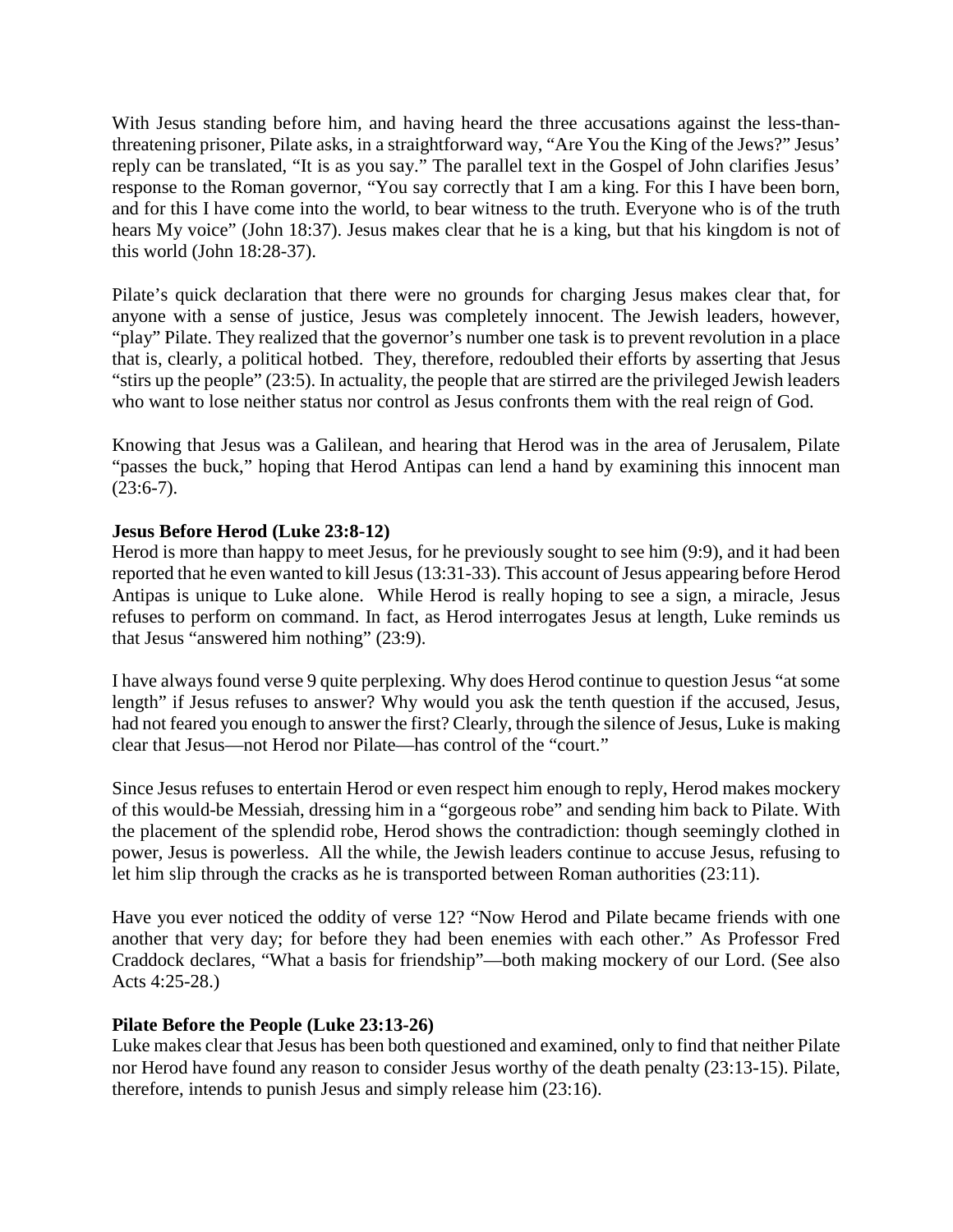With Jesus standing before him, and having heard the three accusations against the less-than-threatening prisoner, Pilate asks, in a straightforward way, "Are You the King of the Jews?" Jesus' reply can be translated, "It is as you say." The parallel text in the Gospel of John clarifies Jesus' response to the Roman governor, "You say correctly that I am a king. For this I have been born, and for this I have come into the world, to bear witness to the truth. Everyone who is of the truth hears My voice" (John 18:37). Jesus makes clear that he is a king, but that his kingdom is not of this world (John 18:28-37).

Pilate's quick declaration that there were no grounds for charging Jesus makes clear that, for anyone with a sense of justice, Jesus was completely innocent. The Jewish leaders, however, "play" Pilate. They realized that the governor's number one task is to prevent revolution in a place that is, clearly, a political hotbed. They, therefore, redoubled their efforts by asserting that Jesus "stirs up the people" (23:5). In actuality, the people that are stirred are the privileged Jewish leaders who want to lose neither status nor control as Jesus confronts them with the real reign of God.

Knowing that Jesus was a Galilean, and hearing that Herod was in the area of Jerusalem, Pilate "passes the buck," hoping that Herod Antipas can lend a hand by examining this innocent man (23:6-7).

**Jesus Before Herod (Luke 23:8-12)**

Herod is more than happy to meet Jesus, for he previously sought to see him (9:9), and it had been reported that he even wanted to kill Jesus (13:31-33). This account of Jesus appearing before Herod Antipas is unique to Luke alone. While Herod is really hoping to see a sign, a miracle, Jesus refuses to perform on command. In fact, as Herod interrogates Jesus at length, Luke reminds us that Jesus "answered him nothing" (23:9).

I have always found verse 9 quite perplexing. Why does Herod continue to question Jesus "at some length" if Jesus refuses to answer? Why would you ask the tenth question if the accused, Jesus, had not feared you enough to answer the first? Clearly, through the silence of Jesus, Luke is making clear that Jesus—not Herod nor Pilate—has control of the "court."

Since Jesus refuses to entertain Herod or even respect him enough to reply, Herod makes mockery of this would-be Messiah, dressing him in a "gorgeous robe" and sending him back to Pilate. With the placement of the splendid robe, Herod shows the contradiction: though seemingly clothed in power, Jesus is powerless. All the while, the Jewish leaders continue to accuse Jesus, refusing to let him slip through the cracks as he is transported between Roman authorities (23:11).

Have you ever noticed the oddity of verse 12? "Now Herod and Pilate became friends with one another that very day; for before they had been enemies with each other." As Professor Fred Craddock declares, "What a basis for friendship"—both making mockery of our Lord. (See also Acts 4:25-28.)

**Pilate Before the People (Luke 23:13-26)**

Luke makes clear that Jesus has been both questioned and examined, only to find that neither Pilate nor Herod have found any reason to consider Jesus worthy of the death penalty (23:13-15). Pilate, therefore, intends to punish Jesus and simply release him (23:16).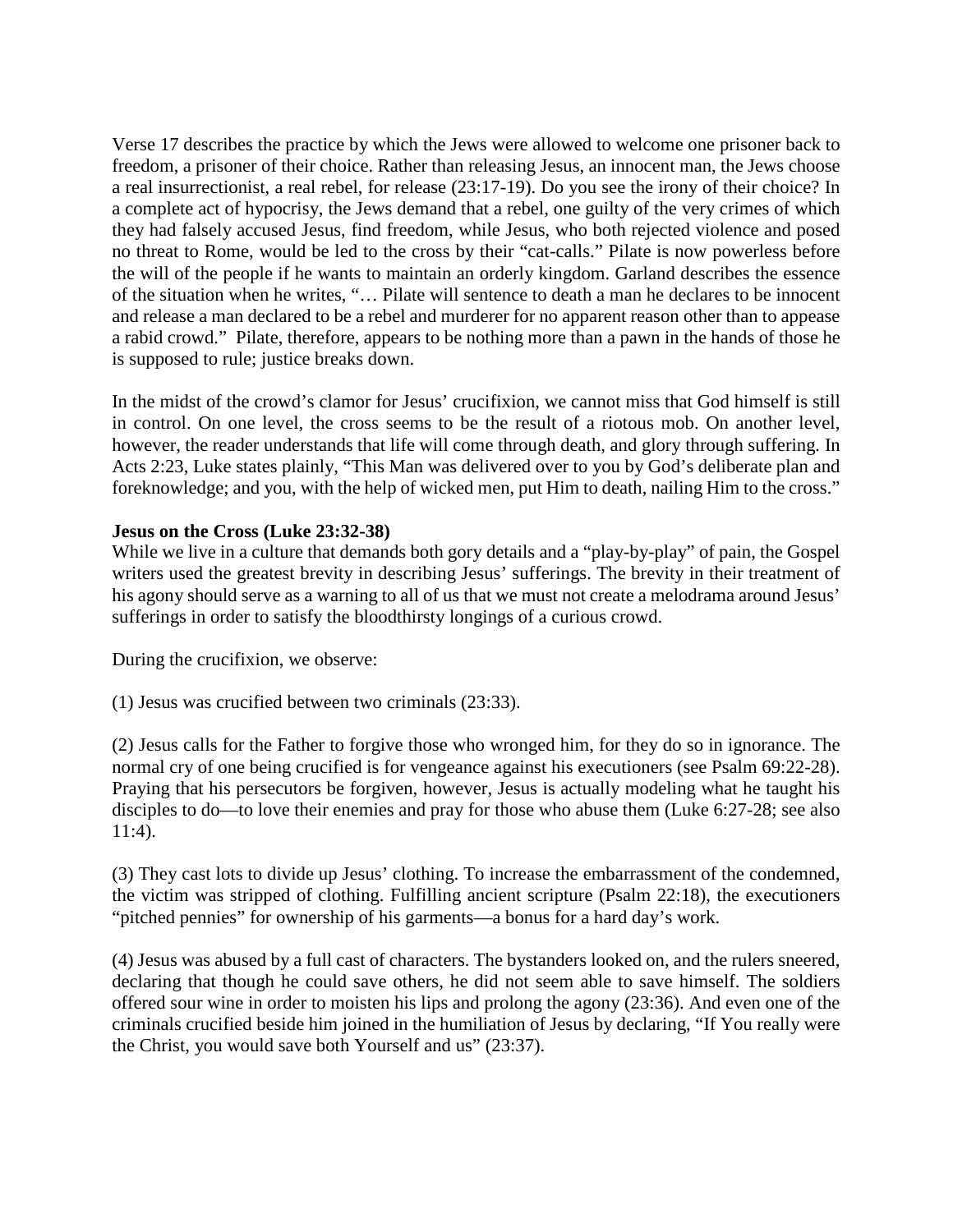Verse 17 describes the practice by which the Jews were allowed to welcome one prisoner back to freedom, a prisoner of their choice. Rather than releasing Jesus, an innocent man, the Jews choose a real insurrectionist, a real rebel, for release (23:17-19). Do you see the irony of their choice? In a complete act of hypocrisy, the Jews demand that a rebel, one guilty of the very crimes of which they had falsely accused Jesus, find freedom, while Jesus, who both rejected violence and posed no threat to Rome, would be led to the cross by their "cat-calls." Pilate is now powerless before the will of the people if he wants to maintain an orderly kingdom. Garland describes the essence of the situation when he writes, "… Pilate will sentence to death a man he declares to be innocent and release a man declared to be a rebel and murderer for no apparent reason other than to appease a rabid crowd." Pilate, therefore, appears to be nothing more than a pawn in the hands of those he is supposed to rule; justice breaks down.

In the midst of the crowd's clamor for Jesus' crucifixion, we cannot miss that God himself is still in control. On one level, the cross seems to be the result of a riotous mob. On another level, however, the reader understands that life will come through death, and glory through suffering. In Acts 2:23, Luke states plainly, "This Man was delivered over to you by God's deliberate plan and foreknowledge; and you, with the help of wicked men, put Him to death, nailing Him to the cross."

**Jesus on the Cross (Luke 23:32-38)**

While we live in a culture that demands both gory details and a "play-by-play" of pain, the Gospel writers used the greatest brevity in describing Jesus' sufferings. The brevity in their treatment of his agony should serve as a warning to all of us that we must not create a melodrama around Jesus' sufferings in order to satisfy the bloodthirsty longings of a curious crowd.

During the crucifixion, we observe:

(1) Jesus was crucified between two criminals (23:33).

(2) Jesus calls for the Father to forgive those who wronged him, for they do so in ignorance. The normal cry of one being crucified is for vengeance against his executioners (see Psalm 69:22-28). Praying that his persecutors be forgiven, however, Jesus is actually modeling what he taught his disciples to do—to love their enemies and pray for those who abuse them (Luke 6:27-28; see also 11:4).

(3) They cast lots to divide up Jesus' clothing. To increase the embarrassment of the condemned, the victim was stripped of clothing. Fulfilling ancient scripture (Psalm 22:18), the executioners "pitched pennies" for ownership of his garments—a bonus for a hard day's work.

(4) Jesus was abused by a full cast of characters. The bystanders looked on, and the rulers sneered, declaring that though he could save others, he did not seem able to save himself. The soldiers offered sour wine in order to moisten his lips and prolong the agony (23:36). And even one of the criminals crucified beside him joined in the humiliation of Jesus by declaring, "If You really were the Christ, you would save both Yourself and us" (23:37).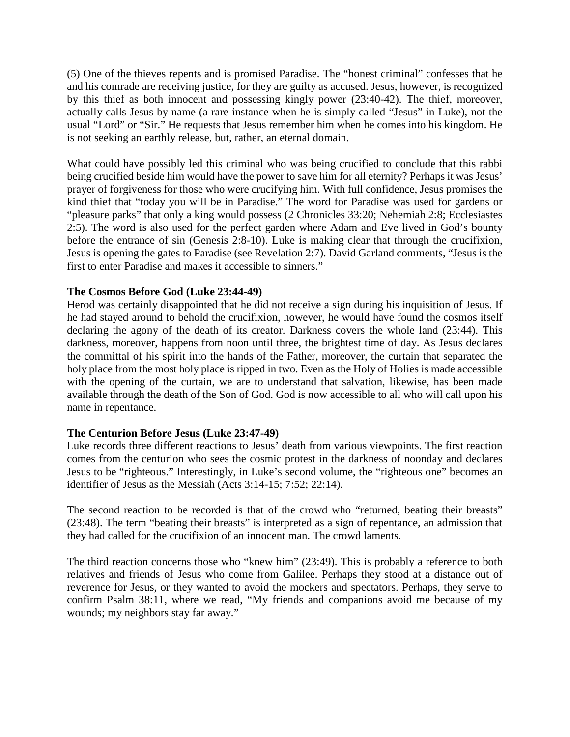(5) One of the thieves repents and is promised Paradise. The "honest criminal" confesses that he and his comrade are receiving justice, for they are guilty as accused. Jesus, however, is recognized by this thief as both innocent and possessing kingly power (23:40-42). The thief, moreover, actually calls Jesus by name (a rare instance when he is simply called "Jesus" in Luke), not the usual "Lord" or "Sir." He requests that Jesus remember him when he comes into his kingdom. He is not seeking an earthly release, but, rather, an eternal domain.

What could have possibly led this criminal who was being crucified to conclude that this rabbi being crucified beside him would have the power to save him for all eternity? Perhaps it was Jesus' prayer of forgiveness for those who were crucifying him. With full confidence, Jesus promises the kind thief that "today you will be in Paradise." The word for Paradise was used for gardens or "pleasure parks" that only a king would possess (2 Chronicles 33:20; Nehemiah 2:8; Ecclesiastes 2:5). The word is also used for the perfect garden where Adam and Eve lived in God's bounty before the entrance of sin (Genesis 2:8-10). Luke is making clear that through the crucifixion, Jesus is opening the gates to Paradise (see Revelation 2:7). David Garland comments, "Jesus is the first to enter Paradise and makes it accessible to sinners."

**The Cosmos Before God (Luke 23:44-49)**

Herod was certainly disappointed that he did not receive a sign during his inquisition of Jesus. If he had stayed around to behold the crucifixion, however, he would have found the cosmos itself declaring the agony of the death of its creator. Darkness covers the whole land (23:44). This darkness, moreover, happens from noon until three, the brightest time of day. As Jesus declares the committal of his spirit into the hands of the Father, moreover, the curtain that separated the holy place from the most holy place is ripped in two. Even as the Holy of Holies is made accessible with the opening of the curtain, we are to understand that salvation, likewise, has been made available through the death of the Son of God. God is now accessible to all who will call upon his name in repentance.

**The Centurion Before Jesus (Luke 23:47-49)**

Luke records three different reactions to Jesus' death from various viewpoints. The first reaction comes from the centurion who sees the cosmic protest in the darkness of noonday and declares Jesus to be "righteous." Interestingly, in Luke's second volume, the "righteous one" becomes an identifier of Jesus as the Messiah (Acts 3:14-15; 7:52; 22:14).

The second reaction to be recorded is that of the crowd who "returned, beating their breasts" (23:48). The term "beating their breasts" is interpreted as a sign of repentance, an admission that they had called for the crucifixion of an innocent man. The crowd laments.

The third reaction concerns those who "knew him" (23:49). This is probably a reference to both relatives and friends of Jesus who come from Galilee. Perhaps they stood at a distance out of reverence for Jesus, or they wanted to avoid the mockers and spectators. Perhaps, they serve to confirm Psalm 38:11, where we read, "My friends and companions avoid me because of my wounds; my neighbors stay far away."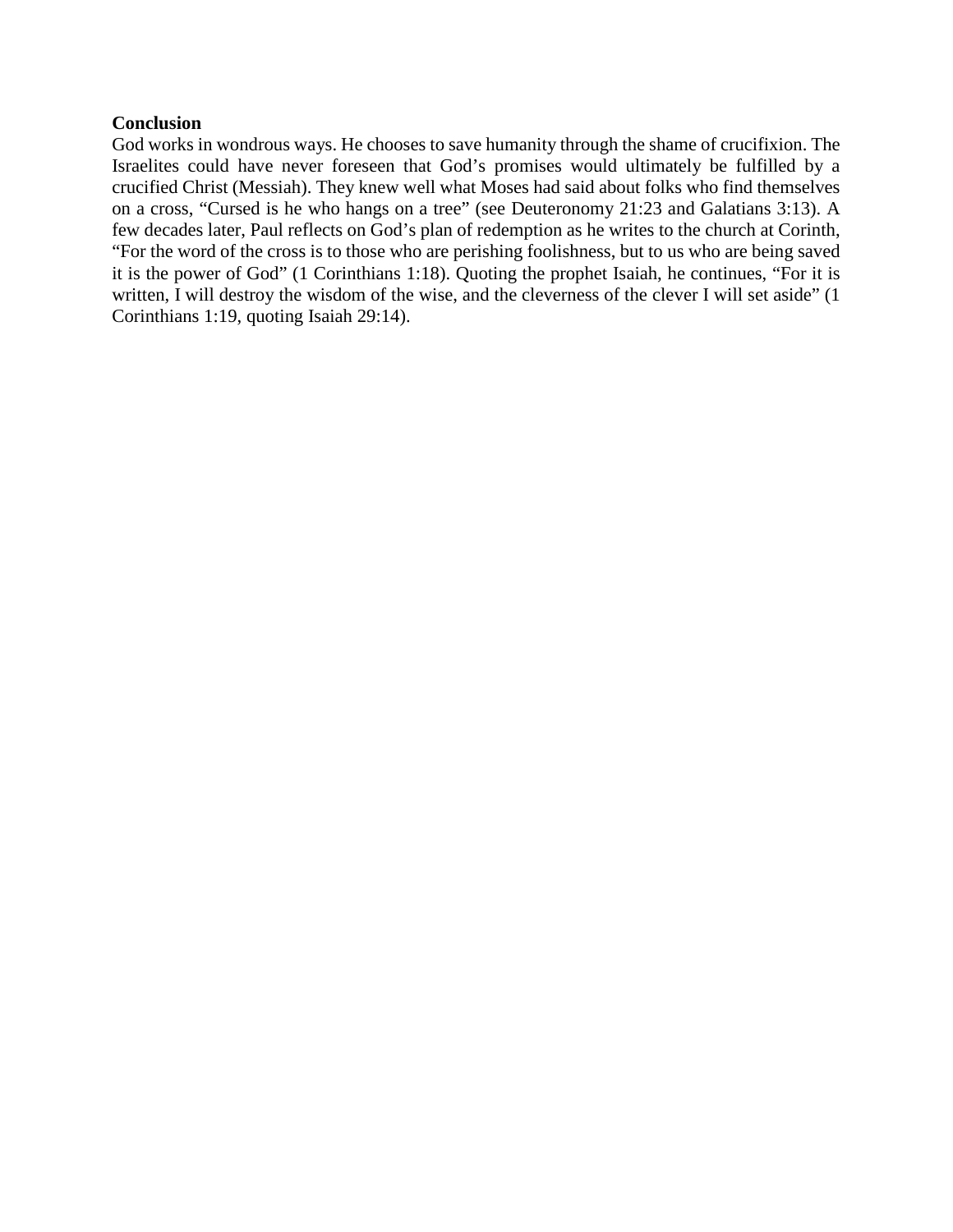**Conclusion**

God works in wondrous ways. He chooses to save humanity through the shame of crucifixion. The Israelites could have never foreseen that God's promises would ultimately be fulfilled by a crucified Christ (Messiah). They knew well what Moses had said about folks who find themselves on a cross, "Cursed is he who hangs on a tree" (see Deuteronomy 21:23 and Galatians 3:13). A few decades later, Paul reflects on God's plan of redemption as he writes to the church at Corinth, "For the word of the cross is to those who are perishing foolishness, but to us who are being saved it is the power of God" (1 Corinthians 1:18). Quoting the prophet Isaiah, he continues, "For it is written, I will destroy the wisdom of the wise, and the cleverness of the clever I will set aside" (1 Corinthians 1:19, quoting Isaiah 29:14).